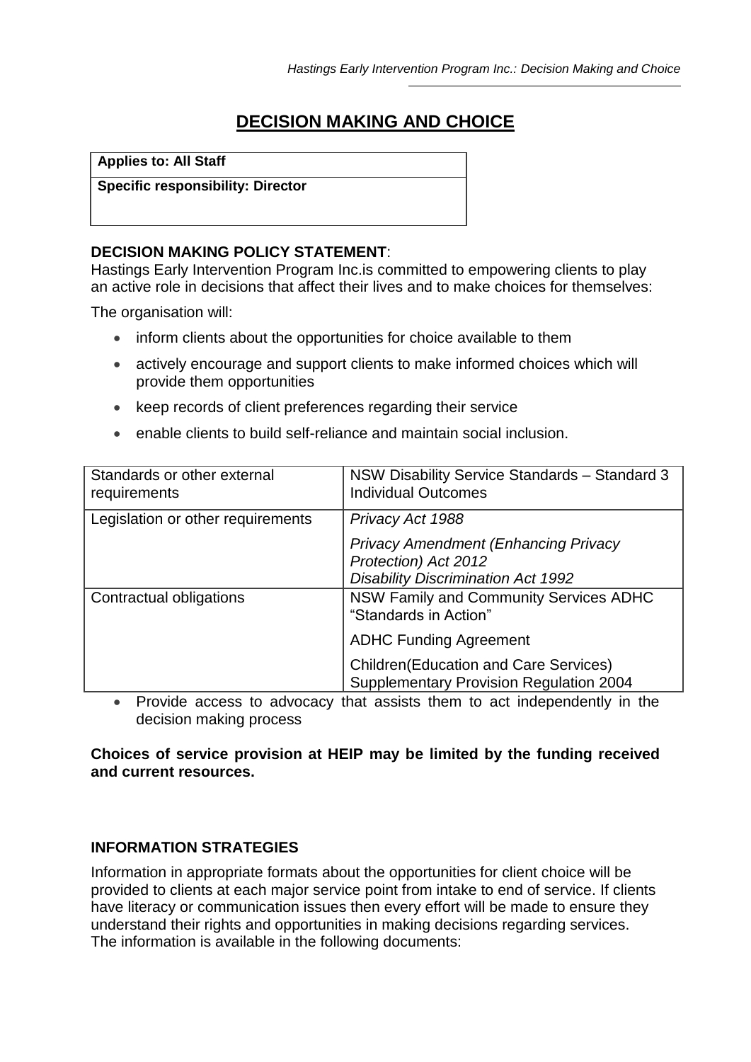# DECISION MAKING AND CHOICE

| | |
|---|---|
| **Applies to: All Staff** | |
| **Specific responsibility: Director** | |

**DECISION MAKING POLICY STATEMENT**:

Hastings Early Intervention Program Inc.is committed to empowering clients to play an active role in decisions that affect their lives and to make choices for themselves:

The organisation will:

- inform clients about the opportunities for choice available to them
- actively encourage and support clients to make informed choices which will provide them opportunities
- keep records of client preferences regarding their service
- enable clients to build self-reliance and maintain social inclusion.

| | |
|---|---|
| Standards or other external requirements | NSW Disability Service Standards – Standard 3 Individual Outcomes |
| Legislation or other requirements | *Privacy Act 1988*<br>*Privacy Amendment (Enhancing Privacy Protection) Act 2012*<br>*Disability Discrimination Act 1992* |
| Contractual obligations | NSW Family and Community Services ADHC "Standards in Action"<br>ADHC Funding Agreement<br>Children(Education and Care Services) Supplementary Provision Regulation 2004 |

- Provide access to advocacy that assists them to act independently in the decision making process

**Choices of service provision at HEIP may be limited by the funding received and current resources.**

**INFORMATION STRATEGIES**

Information in appropriate formats about the opportunities for client choice will be provided to clients at each major service point from intake to end of service. If clients have literacy or communication issues then every effort will be made to ensure they understand their rights and opportunities in making decisions regarding services. The information is available in the following documents: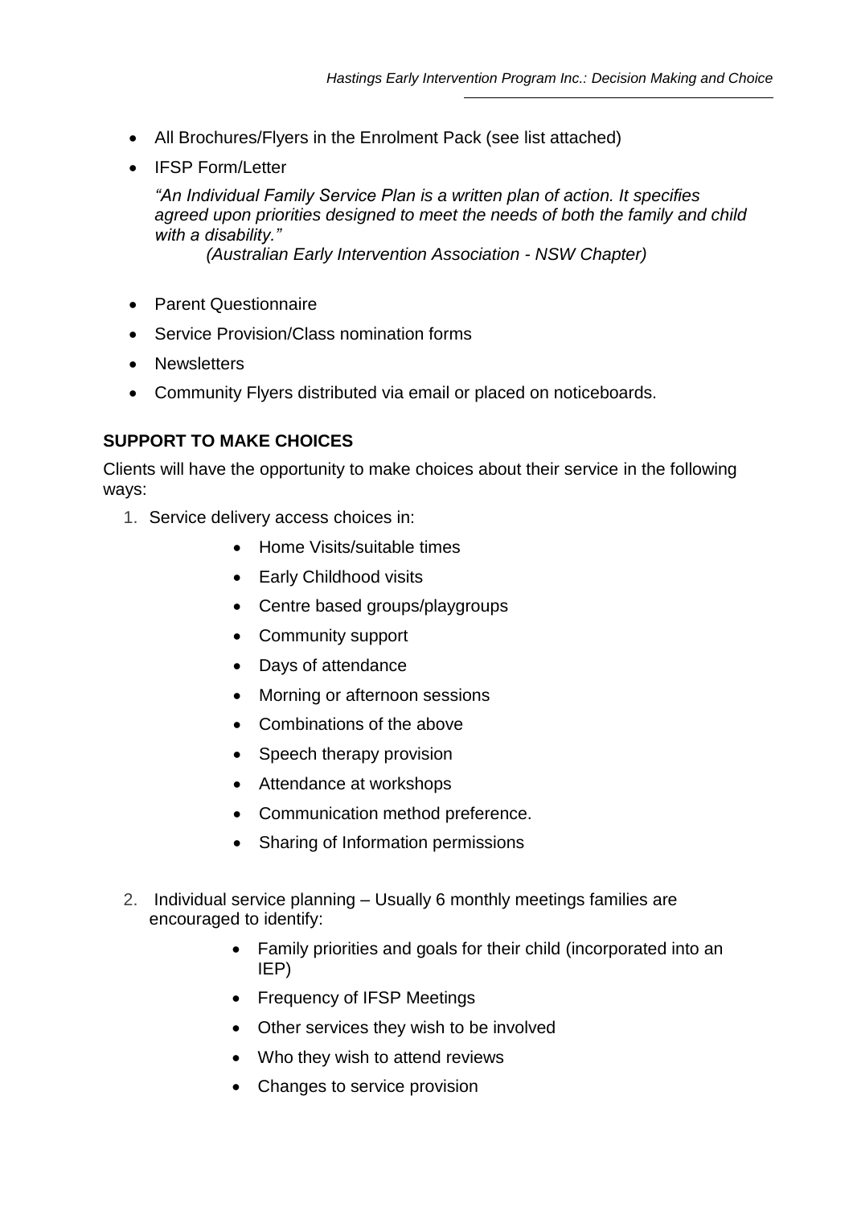- All Brochures/Flyers in the Enrolment Pack (see list attached)
- IFSP Form/Letter

  *"An Individual Family Service Plan is a written plan of action. It specifies agreed upon priorities designed to meet the needs of both the family and child with a disability."*
  *(Australian Early Intervention Association - NSW Chapter)*

- Parent Questionnaire
- Service Provision/Class nomination forms
- Newsletters
- Community Flyers distributed via email or placed on noticeboards.

**SUPPORT TO MAKE CHOICES**

Clients will have the opportunity to make choices about their service in the following ways:

1. Service delivery access choices in:
    - Home Visits/suitable times
    - Early Childhood visits
    - Centre based groups/playgroups
    - Community support
    - Days of attendance
    - Morning or afternoon sessions
    - Combinations of the above
    - Speech therapy provision
    - Attendance at workshops
    - Communication method preference.
    - Sharing of Information permissions

2. Individual service planning – Usually 6 monthly meetings families are encouraged to identify:
    - Family priorities and goals for their child (incorporated into an IEP)
    - Frequency of IFSP Meetings
    - Other services they wish to be involved
    - Who they wish to attend reviews
    - Changes to service provision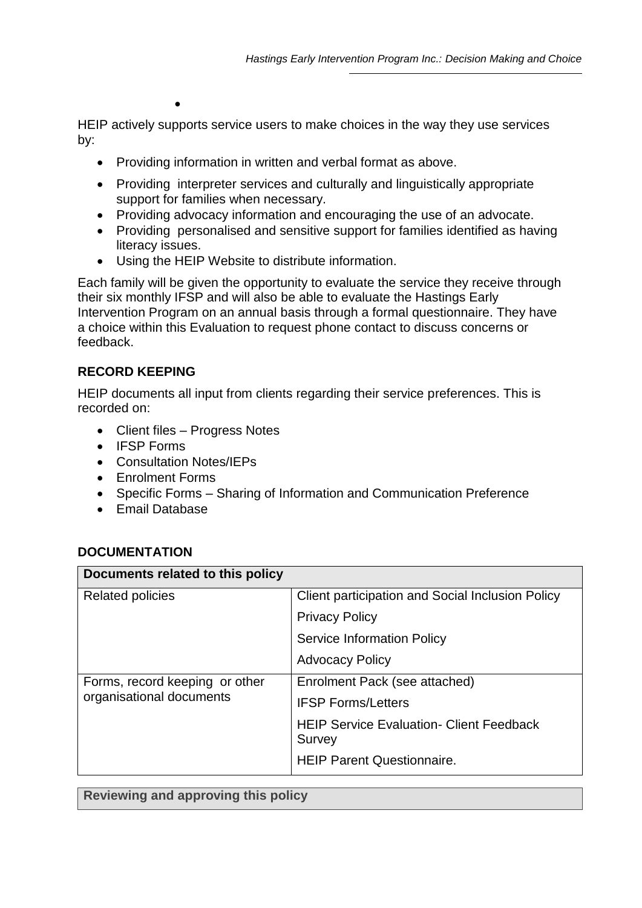HEIP actively supports service users to make choices in the way they use services by:

- Providing information in written and verbal format as above.
- Providing interpreter services and culturally and linguistically appropriate support for families when necessary.
- Providing advocacy information and encouraging the use of an advocate.
- Providing personalised and sensitive support for families identified as having literacy issues.
- Using the HEIP Website to distribute information.

Each family will be given the opportunity to evaluate the service they receive through their six monthly IFSP and will also be able to evaluate the Hastings Early Intervention Program on an annual basis through a formal questionnaire. They have a choice within this Evaluation to request phone contact to discuss concerns or feedback.

## RECORD KEEPING

HEIP documents all input from clients regarding their service preferences. This is recorded on:

- Client files – Progress Notes
- IFSP Forms
- Consultation Notes/IEPs
- Enrolment Forms
- Specific Forms – Sharing of Information and Communication Preference
- Email Database

## DOCUMENTATION

| Documents related to this policy | |
|---|---|
| Related policies | Client participation and Social Inclusion Policy |
| | Privacy Policy |
| | Service Information Policy |
| | Advocacy Policy |
| Forms, record keeping or other organisational documents | Enrolment Pack (see attached) |
| | IFSP Forms/Letters |
| | HEIP Service Evaluation- Client Feedback Survey |
| | HEIP Parent Questionnaire. |

| Reviewing and approving this policy |
|---|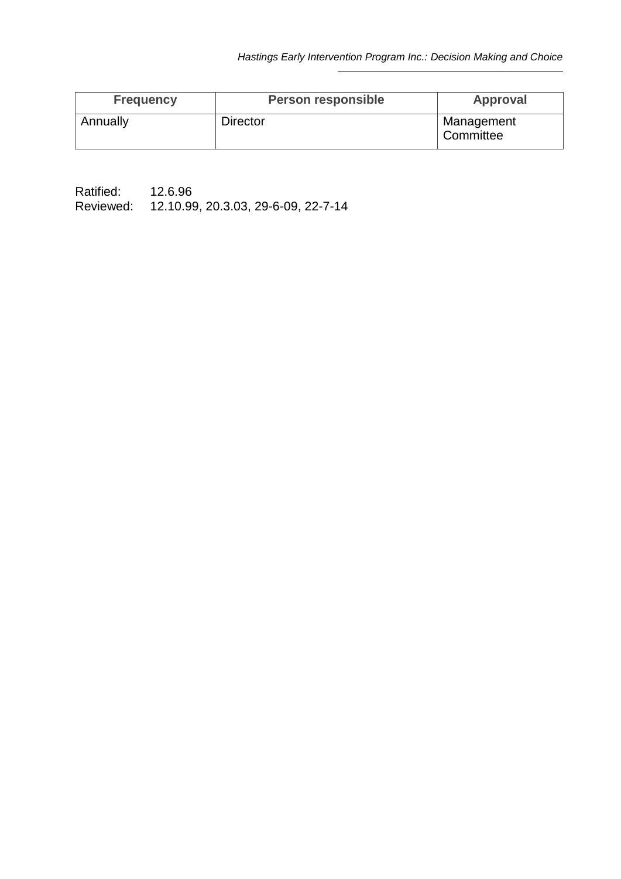| Frequency | Person responsible | Approval |
|---|---|---|
| Annually | Director | Management Committee |

Ratified: 12.6.96
Reviewed: 12.10.99, 20.3.03, 29-6-09, 22-7-14